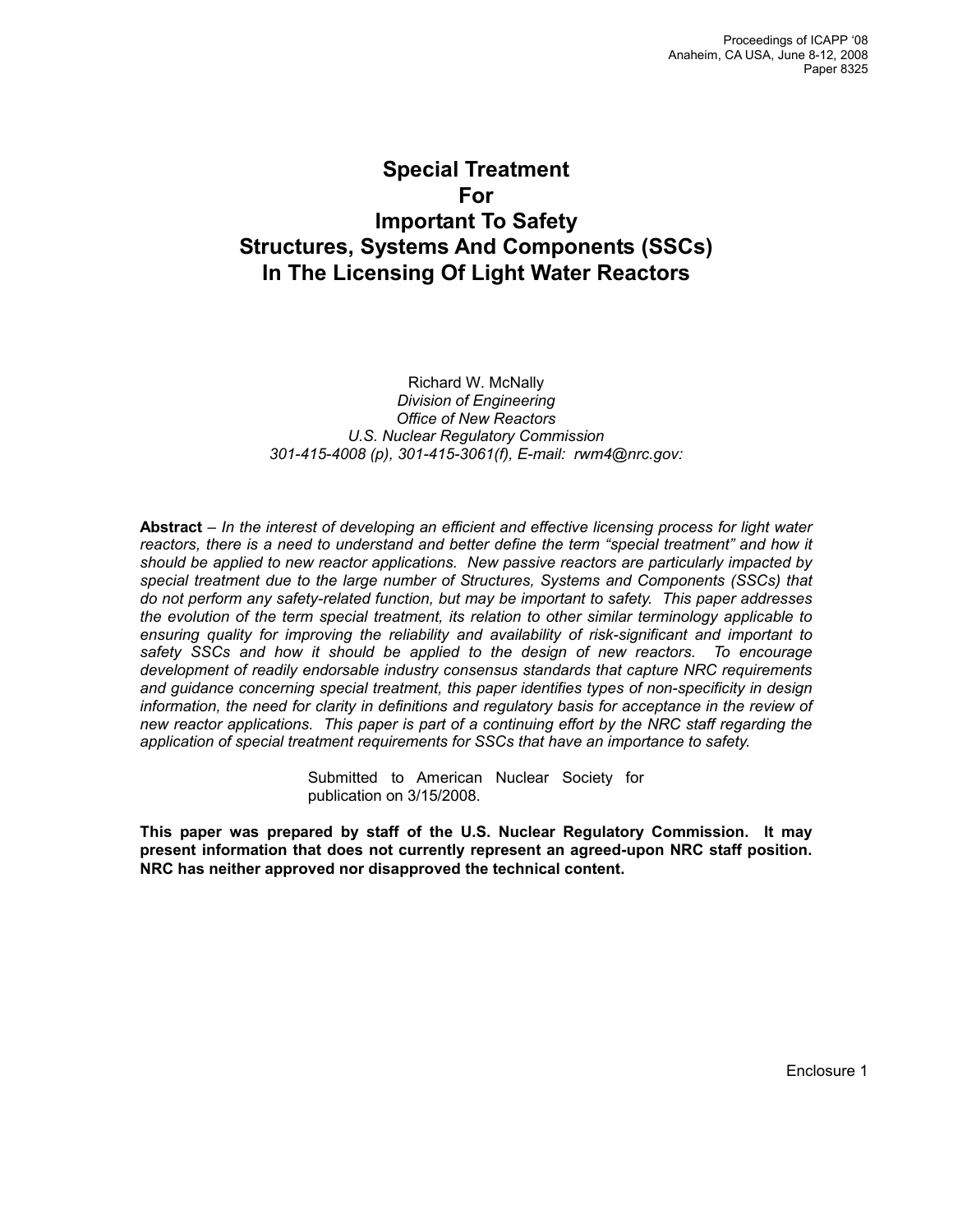Proceedings of ICAPP '08
Anaheim, CA USA, June 8-12, 2008
Paper 8325

# Special Treatment For Important To Safety Structures, Systems And Components (SSCs) In The Licensing Of Light Water Reactors

Richard W. McNally
*Division of Engineering*
*Office of New Reactors*
*U.S. Nuclear Regulatory Commission*
*301-415-4008 (p), 301-415-3061(f), E-mail: rwm4@nrc.gov:*

**Abstract** – *In the interest of developing an efficient and effective licensing process for light water reactors, there is a need to understand and better define the term "special treatment" and how it should be applied to new reactor applications. New passive reactors are particularly impacted by special treatment due to the large number of Structures, Systems and Components (SSCs) that do not perform any safety-related function, but may be important to safety. This paper addresses the evolution of the term special treatment, its relation to other similar terminology applicable to ensuring quality for improving the reliability and availability of risk-significant and important to safety SSCs and how it should be applied to the design of new reactors. To encourage development of readily endorsable industry consensus standards that capture NRC requirements and guidance concerning special treatment, this paper identifies types of non-specificity in design information, the need for clarity in definitions and regulatory basis for acceptance in the review of new reactor applications. This paper is part of a continuing effort by the NRC staff regarding the application of special treatment requirements for SSCs that have an importance to safety.*

Submitted to American Nuclear Society for publication on 3/15/2008.

**This paper was prepared by staff of the U.S. Nuclear Regulatory Commission. It may present information that does not currently represent an agreed-upon NRC staff position. NRC has neither approved nor disapproved the technical content.**

Enclosure 1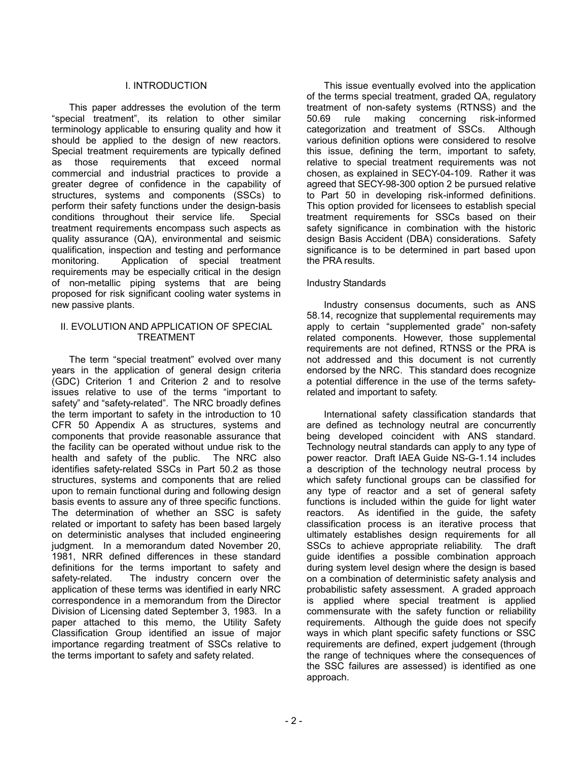## I. INTRODUCTION

This paper addresses the evolution of the term "special treatment", its relation to other similar terminology applicable to ensuring quality and how it should be applied to the design of new reactors. Special treatment requirements are typically defined as those requirements that exceed normal commercial and industrial practices to provide a greater degree of confidence in the capability of structures, systems and components (SSCs) to perform their safety functions under the design-basis conditions throughout their service life. Special treatment requirements encompass such aspects as quality assurance (QA), environmental and seismic qualification, inspection and testing and performance monitoring. Application of special treatment requirements may be especially critical in the design of non-metallic piping systems that are being proposed for risk significant cooling water systems in new passive plants.

## II. EVOLUTION AND APPLICATION OF SPECIAL TREATMENT

The term "special treatment" evolved over many years in the application of general design criteria (GDC) Criterion 1 and Criterion 2 and to resolve issues relative to use of the terms "important to safety" and "safety-related". The NRC broadly defines the term important to safety in the introduction to 10 CFR 50 Appendix A as structures, systems and components that provide reasonable assurance that the facility can be operated without undue risk to the health and safety of the public. The NRC also identifies safety-related SSCs in Part 50.2 as those structures, systems and components that are relied upon to remain functional during and following design basis events to assure any of three specific functions. The determination of whether an SSC is safety related or important to safety has been based largely on deterministic analyses that included engineering judgment. In a memorandum dated November 20, 1981, NRR defined differences in these standard definitions for the terms important to safety and safety-related. The industry concern over the application of these terms was identified in early NRC correspondence in a memorandum from the Director Division of Licensing dated September 3, 1983. In a paper attached to this memo, the Utility Safety Classification Group identified an issue of major importance regarding treatment of SSCs relative to the terms important to safety and safety related.

This issue eventually evolved into the application of the terms special treatment, graded QA, regulatory treatment of non-safety systems (RTNSS) and the 50.69 rule making concerning risk-informed categorization and treatment of SSCs. Although various definition options were considered to resolve this issue, defining the term, important to safety, relative to special treatment requirements was not chosen, as explained in SECY-04-109. Rather it was agreed that SECY-98-300 option 2 be pursued relative to Part 50 in developing risk-informed definitions. This option provided for licensees to establish special treatment requirements for SSCs based on their safety significance in combination with the historic design Basis Accident (DBA) considerations. Safety significance is to be determined in part based upon the PRA results.

### Industry Standards

Industry consensus documents, such as ANS 58.14, recognize that supplemental requirements may apply to certain "supplemented grade" non-safety related components. However, those supplemental requirements are not defined, RTNSS or the PRA is not addressed and this document is not currently endorsed by the NRC. This standard does recognize a potential difference in the use of the terms safety-related and important to safety.

International safety classification standards that are defined as technology neutral are concurrently being developed coincident with ANS standard. Technology neutral standards can apply to any type of power reactor. Draft IAEA Guide NS-G-1.14 includes a description of the technology neutral process by which safety functional groups can be classified for any type of reactor and a set of general safety functions is included within the guide for light water reactors. As identified in the guide, the safety classification process is an iterative process that ultimately establishes design requirements for all SSCs to achieve appropriate reliability. The draft guide identifies a possible combination approach during system level design where the design is based on a combination of deterministic safety analysis and probabilistic safety assessment. A graded approach is applied where special treatment is applied commensurate with the safety function or reliability requirements. Although the guide does not specify ways in which plant specific safety functions or SSC requirements are defined, expert judgement (through the range of techniques where the consequences of the SSC failures are assessed) is identified as one approach.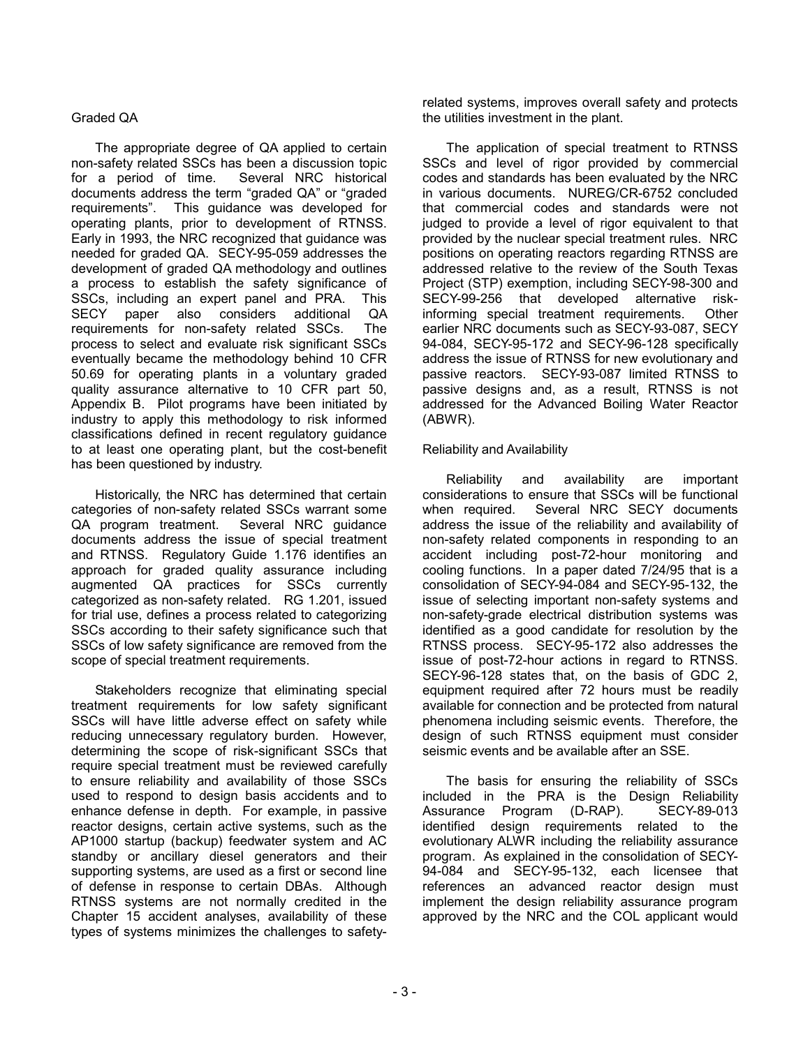### Graded QA

The appropriate degree of QA applied to certain non-safety related SSCs has been a discussion topic for a period of time. Several NRC historical documents address the term "graded QA" or "graded requirements". This guidance was developed for operating plants, prior to development of RTNSS. Early in 1993, the NRC recognized that guidance was needed for graded QA. SECY-95-059 addresses the development of graded QA methodology and outlines a process to establish the safety significance of SSCs, including an expert panel and PRA. This SECY paper also considers additional QA requirements for non-safety related SSCs. The process to select and evaluate risk significant SSCs eventually became the methodology behind 10 CFR 50.69 for operating plants in a voluntary graded quality assurance alternative to 10 CFR part 50, Appendix B. Pilot programs have been initiated by industry to apply this methodology to risk informed classifications defined in recent regulatory guidance to at least one operating plant, but the cost-benefit has been questioned by industry.

Historically, the NRC has determined that certain categories of non-safety related SSCs warrant some QA program treatment. Several NRC guidance documents address the issue of special treatment and RTNSS. Regulatory Guide 1.176 identifies an approach for graded quality assurance including augmented QA practices for SSCs currently categorized as non-safety related. RG 1.201, issued for trial use, defines a process related to categorizing SSCs according to their safety significance such that SSCs of low safety significance are removed from the scope of special treatment requirements.

Stakeholders recognize that eliminating special treatment requirements for low safety significant SSCs will have little adverse effect on safety while reducing unnecessary regulatory burden. However, determining the scope of risk-significant SSCs that require special treatment must be reviewed carefully to ensure reliability and availability of those SSCs used to respond to design basis accidents and to enhance defense in depth. For example, in passive reactor designs, certain active systems, such as the AP1000 startup (backup) feedwater system and AC standby or ancillary diesel generators and their supporting systems, are used as a first or second line of defense in response to certain DBAs. Although RTNSS systems are not normally credited in the Chapter 15 accident analyses, availability of these types of systems minimizes the challenges to safety-related systems, improves overall safety and protects the utilities investment in the plant.

The application of special treatment to RTNSS SSCs and level of rigor provided by commercial codes and standards has been evaluated by the NRC in various documents. NUREG/CR-6752 concluded that commercial codes and standards were not judged to provide a level of rigor equivalent to that provided by the nuclear special treatment rules. NRC positions on operating reactors regarding RTNSS are addressed relative to the review of the South Texas Project (STP) exemption, including SECY-98-300 and SECY-99-256 that developed alternative risk-informing special treatment requirements. Other earlier NRC documents such as SECY-93-087, SECY 94-084, SECY-95-172 and SECY-96-128 specifically address the issue of RTNSS for new evolutionary and passive reactors. SECY-93-087 limited RTNSS to passive designs and, as a result, RTNSS is not addressed for the Advanced Boiling Water Reactor (ABWR).

### Reliability and Availability

Reliability and availability are important considerations to ensure that SSCs will be functional when required. Several NRC SECY documents address the issue of the reliability and availability of non-safety related components in responding to an accident including post-72-hour monitoring and cooling functions. In a paper dated 7/24/95 that is a consolidation of SECY-94-084 and SECY-95-132, the issue of selecting important non-safety systems and non-safety-grade electrical distribution systems was identified as a good candidate for resolution by the RTNSS process. SECY-95-172 also addresses the issue of post-72-hour actions in regard to RTNSS. SECY-96-128 states that, on the basis of GDC 2, equipment required after 72 hours must be readily available for connection and be protected from natural phenomena including seismic events. Therefore, the design of such RTNSS equipment must consider seismic events and be available after an SSE.

The basis for ensuring the reliability of SSCs included in the PRA is the Design Reliability Assurance Program (D-RAP). SECY-89-013 identified design requirements related to the evolutionary ALWR including the reliability assurance program. As explained in the consolidation of SECY-94-084 and SECY-95-132, each licensee that references an advanced reactor design must implement the design reliability assurance program approved by the NRC and the COL applicant would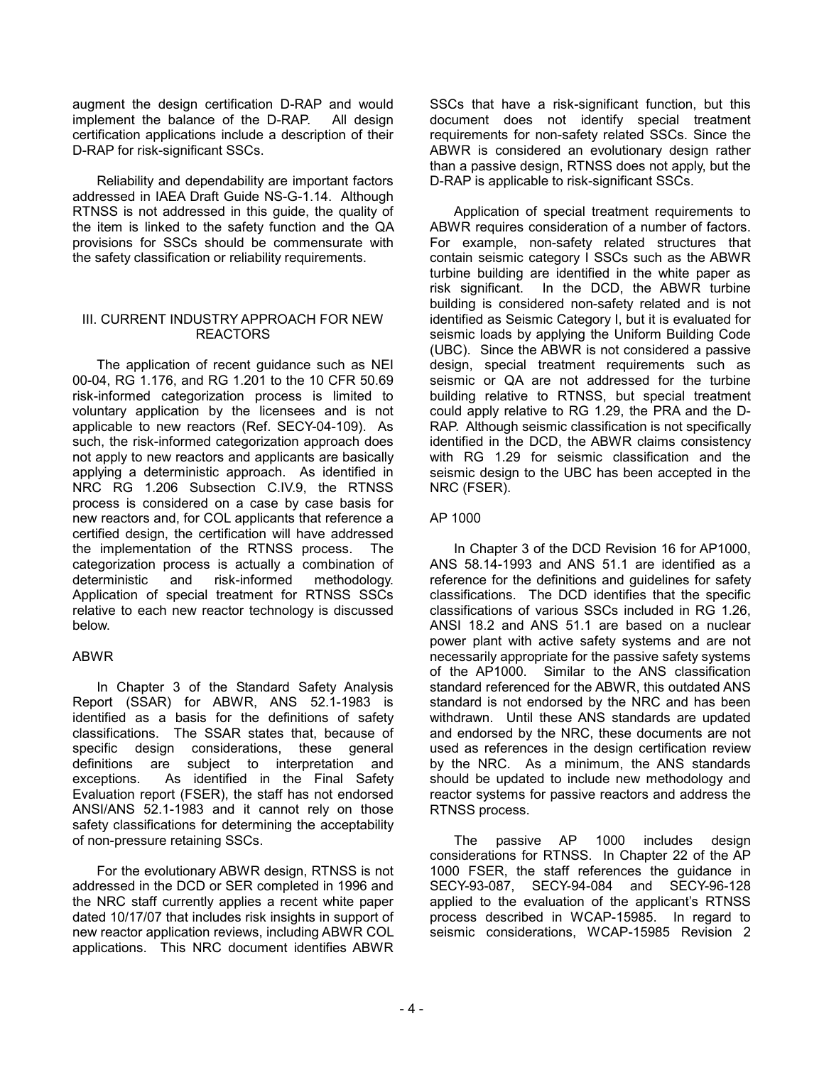augment the design certification D-RAP and would implement the balance of the D-RAP. All design certification applications include a description of their D-RAP for risk-significant SSCs.

Reliability and dependability are important factors addressed in IAEA Draft Guide NS-G-1.14. Although RTNSS is not addressed in this guide, the quality of the item is linked to the safety function and the QA provisions for SSCs should be commensurate with the safety classification or reliability requirements.

## III. CURRENT INDUSTRY APPROACH FOR NEW REACTORS

The application of recent guidance such as NEI 00-04, RG 1.176, and RG 1.201 to the 10 CFR 50.69 risk-informed categorization process is limited to voluntary application by the licensees and is not applicable to new reactors (Ref. SECY-04-109). As such, the risk-informed categorization approach does not apply to new reactors and applicants are basically applying a deterministic approach. As identified in NRC RG 1.206 Subsection C.IV.9, the RTNSS process is considered on a case by case basis for new reactors and, for COL applicants that reference a certified design, the certification will have addressed the implementation of the RTNSS process. The categorization process is actually a combination of deterministic and risk-informed methodology. Application of special treatment for RTNSS SSCs relative to each new reactor technology is discussed below.

### ABWR

In Chapter 3 of the Standard Safety Analysis Report (SSAR) for ABWR, ANS 52.1-1983 is identified as a basis for the definitions of safety classifications. The SSAR states that, because of specific design considerations, these general definitions are subject to interpretation and exceptions. As identified in the Final Safety Evaluation report (FSER), the staff has not endorsed ANSI/ANS 52.1-1983 and it cannot rely on those safety classifications for determining the acceptability of non-pressure retaining SSCs.

For the evolutionary ABWR design, RTNSS is not addressed in the DCD or SER completed in 1996 and the NRC staff currently applies a recent white paper dated 10/17/07 that includes risk insights in support of new reactor application reviews, including ABWR COL applications. This NRC document identifies ABWR SSCs that have a risk-significant function, but this document does not identify special treatment requirements for non-safety related SSCs. Since the ABWR is considered an evolutionary design rather than a passive design, RTNSS does not apply, but the D-RAP is applicable to risk-significant SSCs.

Application of special treatment requirements to ABWR requires consideration of a number of factors. For example, non-safety related structures that contain seismic category I SSCs such as the ABWR turbine building are identified in the white paper as risk significant. In the DCD, the ABWR turbine building is considered non-safety related and is not identified as Seismic Category I, but it is evaluated for seismic loads by applying the Uniform Building Code (UBC). Since the ABWR is not considered a passive design, special treatment requirements such as seismic or QA are not addressed for the turbine building relative to RTNSS, but special treatment could apply relative to RG 1.29, the PRA and the D-RAP. Although seismic classification is not specifically identified in the DCD, the ABWR claims consistency with RG 1.29 for seismic classification and the seismic design to the UBC has been accepted in the NRC (FSER).

### AP 1000

In Chapter 3 of the DCD Revision 16 for AP1000, ANS 58.14-1993 and ANS 51.1 are identified as a reference for the definitions and guidelines for safety classifications. The DCD identifies that the specific classifications of various SSCs included in RG 1.26, ANSI 18.2 and ANS 51.1 are based on a nuclear power plant with active safety systems and are not necessarily appropriate for the passive safety systems of the AP1000. Similar to the ANS classification standard referenced for the ABWR, this outdated ANS standard is not endorsed by the NRC and has been withdrawn. Until these ANS standards are updated and endorsed by the NRC, these documents are not used as references in the design certification review by the NRC. As a minimum, the ANS standards should be updated to include new methodology and reactor systems for passive reactors and address the RTNSS process.

The passive AP 1000 includes design considerations for RTNSS. In Chapter 22 of the AP 1000 FSER, the staff references the guidance in SECY-93-087, SECY-94-084 and SECY-96-128 applied to the evaluation of the applicant's RTNSS process described in WCAP-15985. In regard to seismic considerations, WCAP-15985 Revision 2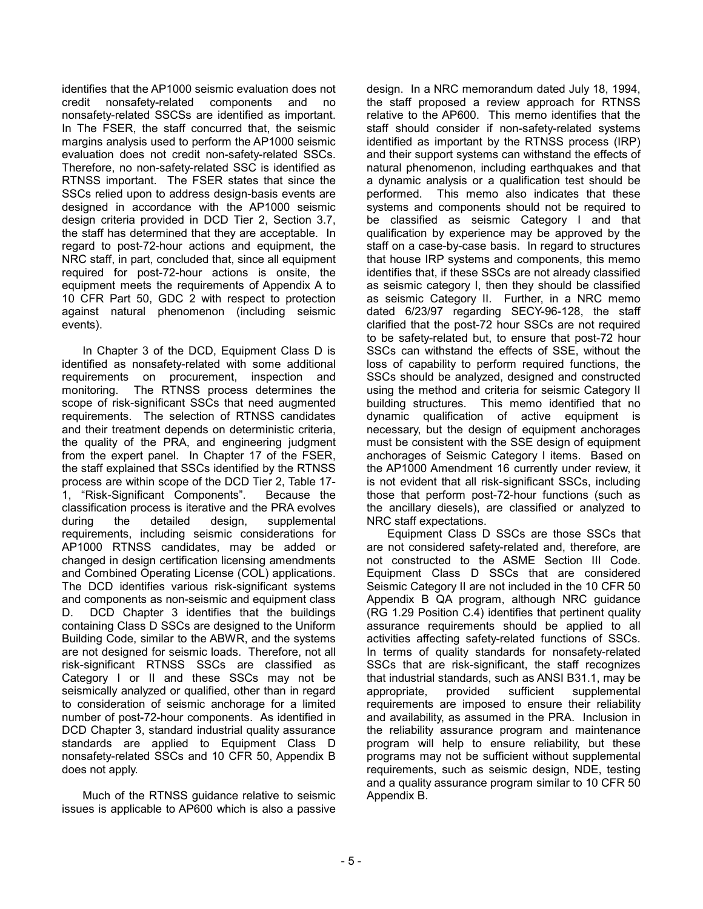identifies that the AP1000 seismic evaluation does not credit nonsafety-related components and no nonsafety-related SSCSs are identified as important. In The FSER, the staff concurred that, the seismic margins analysis used to perform the AP1000 seismic evaluation does not credit non-safety-related SSCs. Therefore, no non-safety-related SSC is identified as RTNSS important. The FSER states that since the SSCs relied upon to address design-basis events are designed in accordance with the AP1000 seismic design criteria provided in DCD Tier 2, Section 3.7, the staff has determined that they are acceptable. In regard to post-72-hour actions and equipment, the NRC staff, in part, concluded that, since all equipment required for post-72-hour actions is onsite, the equipment meets the requirements of Appendix A to 10 CFR Part 50, GDC 2 with respect to protection against natural phenomenon (including seismic events).

In Chapter 3 of the DCD, Equipment Class D is identified as nonsafety-related with some additional requirements on procurement, inspection and monitoring. The RTNSS process determines the scope of risk-significant SSCs that need augmented requirements. The selection of RTNSS candidates and their treatment depends on deterministic criteria, the quality of the PRA, and engineering judgment from the expert panel. In Chapter 17 of the FSER, the staff explained that SSCs identified by the RTNSS process are within scope of the DCD Tier 2, Table 17-1, "Risk-Significant Components". Because the classification process is iterative and the PRA evolves during the detailed design, supplemental requirements, including seismic considerations for AP1000 RTNSS candidates, may be added or changed in design certification licensing amendments and Combined Operating License (COL) applications. The DCD identifies various risk-significant systems and components as non-seismic and equipment class D. DCD Chapter 3 identifies that the buildings containing Class D SSCs are designed to the Uniform Building Code, similar to the ABWR, and the systems are not designed for seismic loads. Therefore, not all risk-significant RTNSS SSCs are classified as Category I or II and these SSCs may not be seismically analyzed or qualified, other than in regard to consideration of seismic anchorage for a limited number of post-72-hour components. As identified in DCD Chapter 3, standard industrial quality assurance standards are applied to Equipment Class D nonsafety-related SSCs and 10 CFR 50, Appendix B does not apply.

Much of the RTNSS guidance relative to seismic issues is applicable to AP600 which is also a passive design. In a NRC memorandum dated July 18, 1994, the staff proposed a review approach for RTNSS relative to the AP600. This memo identifies that the staff should consider if non-safety-related systems identified as important by the RTNSS process (IRP) and their support systems can withstand the effects of natural phenomenon, including earthquakes and that a dynamic analysis or a qualification test should be performed. This memo also indicates that these systems and components should not be required to be classified as seismic Category I and that qualification by experience may be approved by the staff on a case-by-case basis. In regard to structures that house IRP systems and components, this memo identifies that, if these SSCs are not already classified as seismic category I, then they should be classified as seismic Category II. Further, in a NRC memo dated 6/23/97 regarding SECY-96-128, the staff clarified that the post-72 hour SSCs are not required to be safety-related but, to ensure that post-72 hour SSCs can withstand the effects of SSE, without the loss of capability to perform required functions, the SSCs should be analyzed, designed and constructed using the method and criteria for seismic Category II building structures. This memo identified that no dynamic qualification of active equipment is necessary, but the design of equipment anchorages must be consistent with the SSE design of equipment anchorages of Seismic Category I items. Based on the AP1000 Amendment 16 currently under review, it is not evident that all risk-significant SSCs, including those that perform post-72-hour functions (such as the ancillary diesels), are classified or analyzed to NRC staff expectations.

Equipment Class D SSCs are those SSCs that are not considered safety-related and, therefore, are not constructed to the ASME Section III Code. Equipment Class D SSCs that are considered Seismic Category II are not included in the 10 CFR 50 Appendix B QA program, although NRC guidance (RG 1.29 Position C.4) identifies that pertinent quality assurance requirements should be applied to all activities affecting safety-related functions of SSCs. In terms of quality standards for nonsafety-related SSCs that are risk-significant, the staff recognizes that industrial standards, such as ANSI B31.1, may be appropriate, provided sufficient supplemental requirements are imposed to ensure their reliability and availability, as assumed in the PRA. Inclusion in the reliability assurance program and maintenance program will help to ensure reliability, but these programs may not be sufficient without supplemental requirements, such as seismic design, NDE, testing and a quality assurance program similar to 10 CFR 50 Appendix B.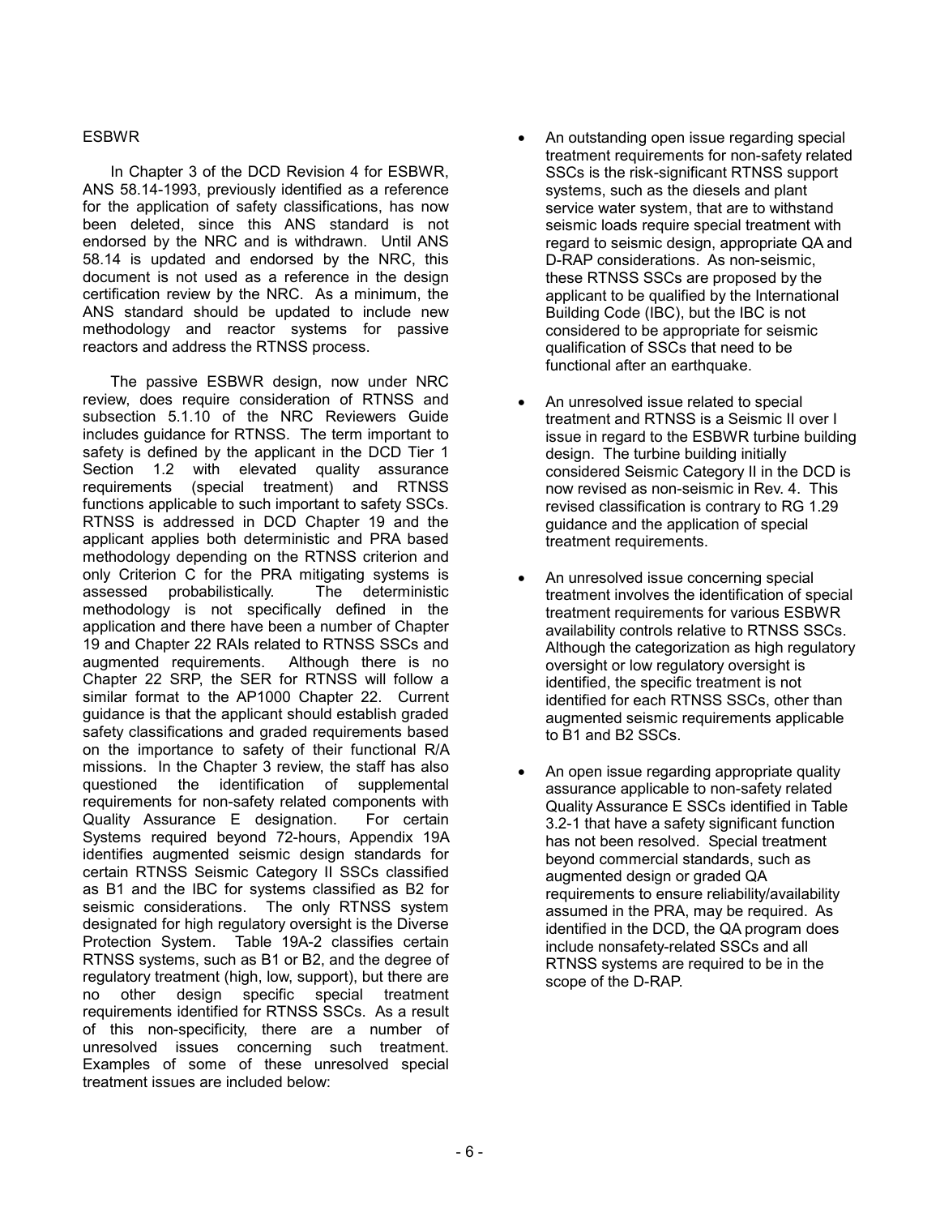ESBWR

In Chapter 3 of the DCD Revision 4 for ESBWR, ANS 58.14-1993, previously identified as a reference for the application of safety classifications, has now been deleted, since this ANS standard is not endorsed by the NRC and is withdrawn. Until ANS 58.14 is updated and endorsed by the NRC, this document is not used as a reference in the design certification review by the NRC. As a minimum, the ANS standard should be updated to include new methodology and reactor systems for passive reactors and address the RTNSS process.

The passive ESBWR design, now under NRC review, does require consideration of RTNSS and subsection 5.1.10 of the NRC Reviewers Guide includes guidance for RTNSS. The term important to safety is defined by the applicant in the DCD Tier 1 Section 1.2 with elevated quality assurance requirements (special treatment) and RTNSS functions applicable to such important to safety SSCs. RTNSS is addressed in DCD Chapter 19 and the applicant applies both deterministic and PRA based methodology depending on the RTNSS criterion and only Criterion C for the PRA mitigating systems is assessed probabilistically. The deterministic methodology is not specifically defined in the application and there have been a number of Chapter 19 and Chapter 22 RAIs related to RTNSS SSCs and augmented requirements. Although there is no Chapter 22 SRP, the SER for RTNSS will follow a similar format to the AP1000 Chapter 22. Current guidance is that the applicant should establish graded safety classifications and graded requirements based on the importance to safety of their functional R/A missions. In the Chapter 3 review, the staff has also questioned the identification of supplemental requirements for non-safety related components with Quality Assurance E designation. For certain Systems required beyond 72-hours, Appendix 19A identifies augmented seismic design standards for certain RTNSS Seismic Category II SSCs classified as B1 and the IBC for systems classified as B2 for seismic considerations. The only RTNSS system designated for high regulatory oversight is the Diverse Protection System. Table 19A-2 classifies certain RTNSS systems, such as B1 or B2, and the degree of regulatory treatment (high, low, support), but there are no other design specific special treatment requirements identified for RTNSS SSCs. As a result of this non-specificity, there are a number of unresolved issues concerning such treatment. Examples of some of these unresolved special treatment issues are included below:

- An outstanding open issue regarding special treatment requirements for non-safety related SSCs is the risk-significant RTNSS support systems, such as the diesels and plant service water system, that are to withstand seismic loads require special treatment with regard to seismic design, appropriate QA and D-RAP considerations. As non-seismic, these RTNSS SSCs are proposed by the applicant to be qualified by the International Building Code (IBC), but the IBC is not considered to be appropriate for seismic qualification of SSCs that need to be functional after an earthquake.

- An unresolved issue related to special treatment and RTNSS is a Seismic II over I issue in regard to the ESBWR turbine building design. The turbine building initially considered Seismic Category II in the DCD is now revised as non-seismic in Rev. 4. This revised classification is contrary to RG 1.29 guidance and the application of special treatment requirements.

- An unresolved issue concerning special treatment involves the identification of special treatment requirements for various ESBWR availability controls relative to RTNSS SSCs. Although the categorization as high regulatory oversight or low regulatory oversight is identified, the specific treatment is not identified for each RTNSS SSCs, other than augmented seismic requirements applicable to B1 and B2 SSCs.

- An open issue regarding appropriate quality assurance applicable to non-safety related Quality Assurance E SSCs identified in Table 3.2-1 that have a safety significant function has not been resolved. Special treatment beyond commercial standards, such as augmented design or graded QA requirements to ensure reliability/availability assumed in the PRA, may be required. As identified in the DCD, the QA program does include nonsafety-related SSCs and all RTNSS systems are required to be in the scope of the D-RAP.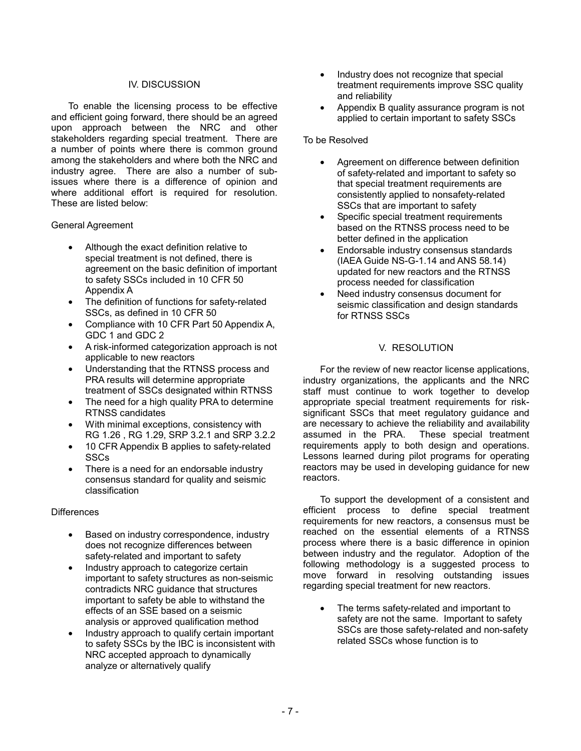## IV. DISCUSSION

To enable the licensing process to be effective and efficient going forward, there should be an agreed upon approach between the NRC and other stakeholders regarding special treatment. There are a number of points where there is common ground among the stakeholders and where both the NRC and industry agree. There are also a number of sub-issues where there is a difference of opinion and where additional effort is required for resolution. These are listed below:

General Agreement

- Although the exact definition relative to special treatment is not defined, there is agreement on the basic definition of important to safety SSCs included in 10 CFR 50 Appendix A
- The definition of functions for safety-related SSCs, as defined in 10 CFR 50
- Compliance with 10 CFR Part 50 Appendix A, GDC 1 and GDC 2
- A risk-informed categorization approach is not applicable to new reactors
- Understanding that the RTNSS process and PRA results will determine appropriate treatment of SSCs designated within RTNSS
- The need for a high quality PRA to determine RTNSS candidates
- With minimal exceptions, consistency with RG 1.26 , RG 1.29, SRP 3.2.1 and SRP 3.2.2
- 10 CFR Appendix B applies to safety-related SSCs
- There is a need for an endorsable industry consensus standard for quality and seismic classification

Differences

- Based on industry correspondence, industry does not recognize differences between safety-related and important to safety
- Industry approach to categorize certain important to safety structures as non-seismic contradicts NRC guidance that structures important to safety be able to withstand the effects of an SSE based on a seismic analysis or approved qualification method
- Industry approach to qualify certain important to safety SSCs by the IBC is inconsistent with NRC accepted approach to dynamically analyze or alternatively qualify
- Industry does not recognize that special treatment requirements improve SSC quality and reliability
- Appendix B quality assurance program is not applied to certain important to safety SSCs

To be Resolved

- Agreement on difference between definition of safety-related and important to safety so that special treatment requirements are consistently applied to nonsafety-related SSCs that are important to safety
- Specific special treatment requirements based on the RTNSS process need to be better defined in the application
- Endorsable industry consensus standards (IAEA Guide NS-G-1.14 and ANS 58.14) updated for new reactors and the RTNSS process needed for classification
- Need industry consensus document for seismic classification and design standards for RTNSS SSCs

## V. RESOLUTION

For the review of new reactor license applications, industry organizations, the applicants and the NRC staff must continue to work together to develop appropriate special treatment requirements for risk-significant SSCs that meet regulatory guidance and are necessary to achieve the reliability and availability assumed in the PRA. These special treatment requirements apply to both design and operations. Lessons learned during pilot programs for operating reactors may be used in developing guidance for new reactors.

To support the development of a consistent and efficient process to define special treatment requirements for new reactors, a consensus must be reached on the essential elements of a RTNSS process where there is a basic difference in opinion between industry and the regulator. Adoption of the following methodology is a suggested process to move forward in resolving outstanding issues regarding special treatment for new reactors.

- The terms safety-related and important to safety are not the same. Important to safety SSCs are those safety-related and non-safety related SSCs whose function is to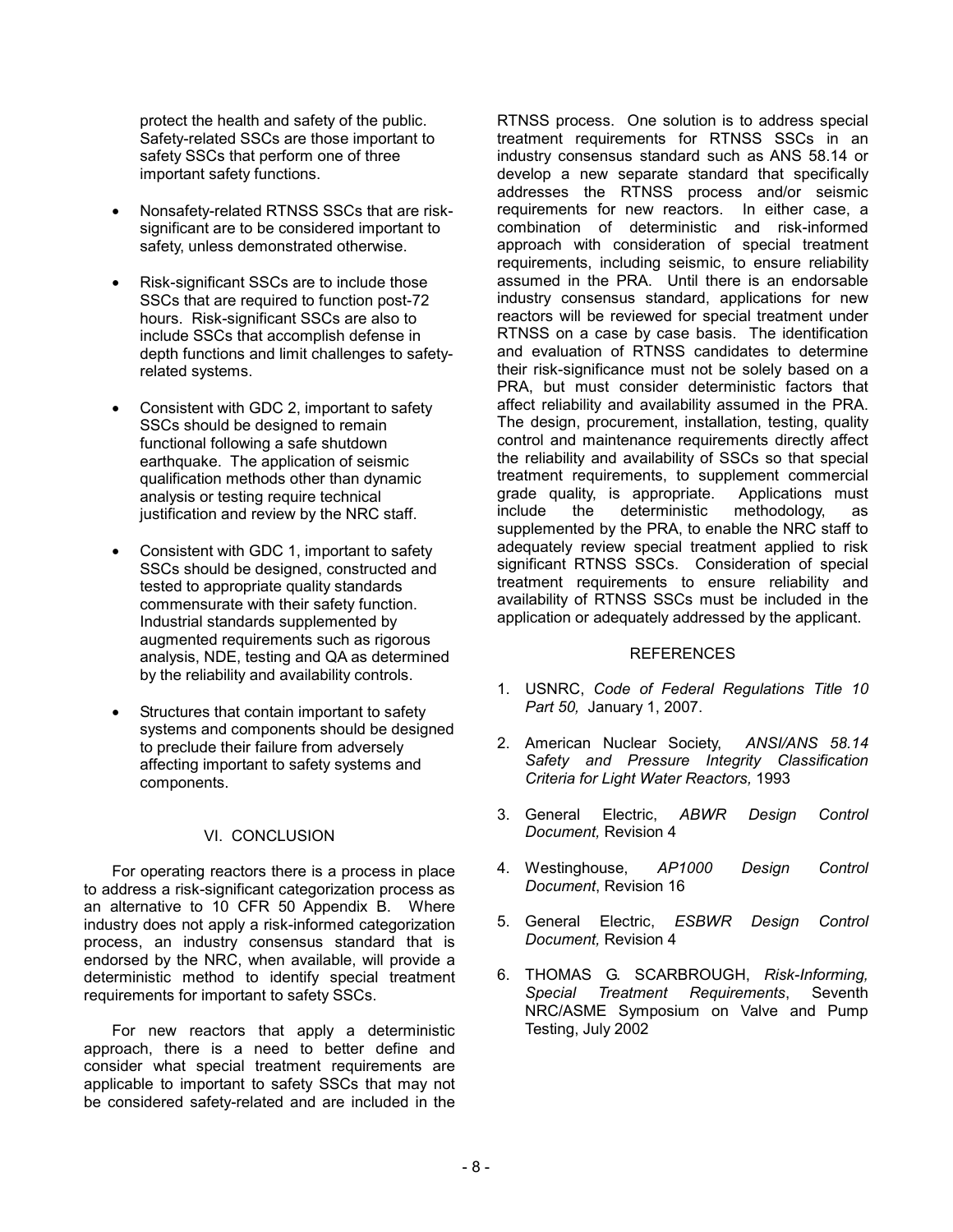protect the health and safety of the public. Safety-related SSCs are those important to safety SSCs that perform one of three important safety functions.

- Nonsafety-related RTNSS SSCs that are risk-significant are to be considered important to safety, unless demonstrated otherwise.

- Risk-significant SSCs are to include those SSCs that are required to function post-72 hours. Risk-significant SSCs are also to include SSCs that accomplish defense in depth functions and limit challenges to safety-related systems.

- Consistent with GDC 2, important to safety SSCs should be designed to remain functional following a safe shutdown earthquake. The application of seismic qualification methods other than dynamic analysis or testing require technical justification and review by the NRC staff.

- Consistent with GDC 1, important to safety SSCs should be designed, constructed and tested to appropriate quality standards commensurate with their safety function. Industrial standards supplemented by augmented requirements such as rigorous analysis, NDE, testing and QA as determined by the reliability and availability controls.

- Structures that contain important to safety systems and components should be designed to preclude their failure from adversely affecting important to safety systems and components.

## VI. CONCLUSION

For operating reactors there is a process in place to address a risk-significant categorization process as an alternative to 10 CFR 50 Appendix B. Where industry does not apply a risk-informed categorization process, an industry consensus standard that is endorsed by the NRC, when available, will provide a deterministic method to identify special treatment requirements for important to safety SSCs.

For new reactors that apply a deterministic approach, there is a need to better define and consider what special treatment requirements are applicable to important to safety SSCs that may not be considered safety-related and are included in the RTNSS process. One solution is to address special treatment requirements for RTNSS SSCs in an industry consensus standard such as ANS 58.14 or develop a new separate standard that specifically addresses the RTNSS process and/or seismic requirements for new reactors. In either case, a combination of deterministic and risk-informed approach with consideration of special treatment requirements, including seismic, to ensure reliability assumed in the PRA. Until there is an endorsable industry consensus standard, applications for new reactors will be reviewed for special treatment under RTNSS on a case by case basis. The identification and evaluation of RTNSS candidates to determine their risk-significance must not be solely based on a PRA, but must consider deterministic factors that affect reliability and availability assumed in the PRA. The design, procurement, installation, testing, quality control and maintenance requirements directly affect the reliability and availability of SSCs so that special treatment requirements, to supplement commercial grade quality, is appropriate. Applications must include the deterministic methodology, as supplemented by the PRA, to enable the NRC staff to adequately review special treatment applied to risk significant RTNSS SSCs. Consideration of special treatment requirements to ensure reliability and availability of RTNSS SSCs must be included in the application or adequately addressed by the applicant.

## REFERENCES

1. USNRC, *Code of Federal Regulations Title 10 Part 50,* January 1, 2007.

2. American Nuclear Society, *ANSI/ANS 58.14 Safety and Pressure Integrity Classification Criteria for Light Water Reactors,* 1993

3. General Electric, *ABWR Design Control Document,* Revision 4

4. Westinghouse, *AP1000 Design Control Document*, Revision 16

5. General Electric, *ESBWR Design Control Document,* Revision 4

6. THOMAS G. SCARBROUGH, *Risk-Informing, Special Treatment Requirements*, Seventh NRC/ASME Symposium on Valve and Pump Testing, July 2002